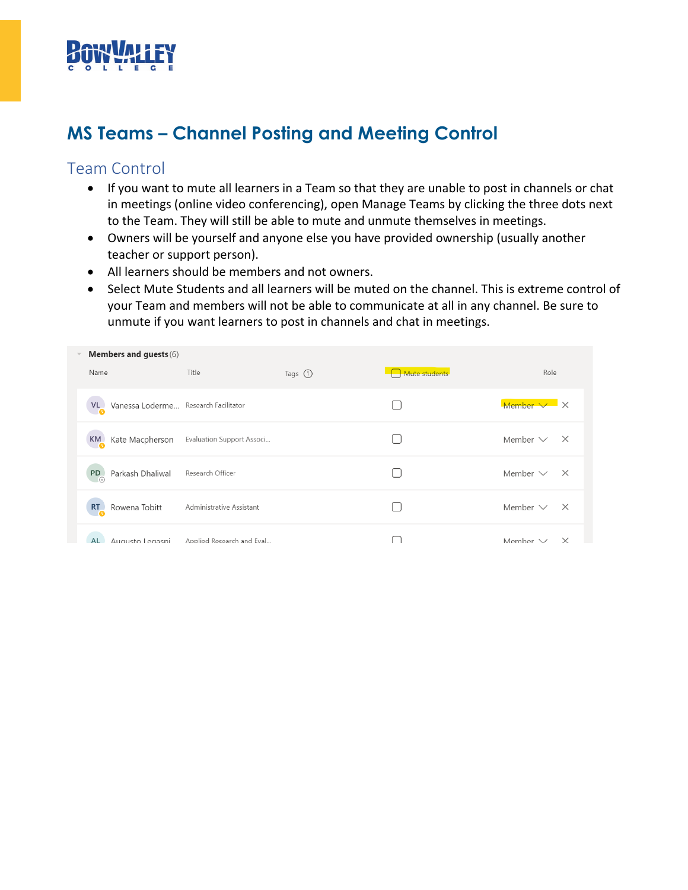# MS Teams – Channel Posting and Meeting Control

## Team Control

- If you want to mute all learners in a Team so that they are unable to post in channels or chat in meetings (online video conferencing), open Manage Teams by clicking the three dots next to the Team. They will still be able to mute and unmute themselves in meetings.
- Owners will be yourself and anyone else you have provided ownership (usually another teacher or support person).
- All learners should be members and not owners.
- Select Mute Students and all learners will be muted on the channel. This is extreme control of your Team and members will not be able to communicate at all in any channel. Be sure to unmute if you want learners to post in channels and chat in meetings.

**Members and guests** (6)

| Name | Title | Tags | Mute students | Role |
|---|---|---|---|---|
| Vanessa Loderme... | Research Facilitator | | ☐ | Member |
| Kate Macpherson | Evaluation Support Associ... | | ☐ | Member |
| Parkash Dhaliwal | Research Officer | | ☐ | Member |
| Rowena Tobitt | Administrative Assistant | | ☐ | Member |
| Augusto Legaspi | Applied Research and Eval... | | ☐ | Member |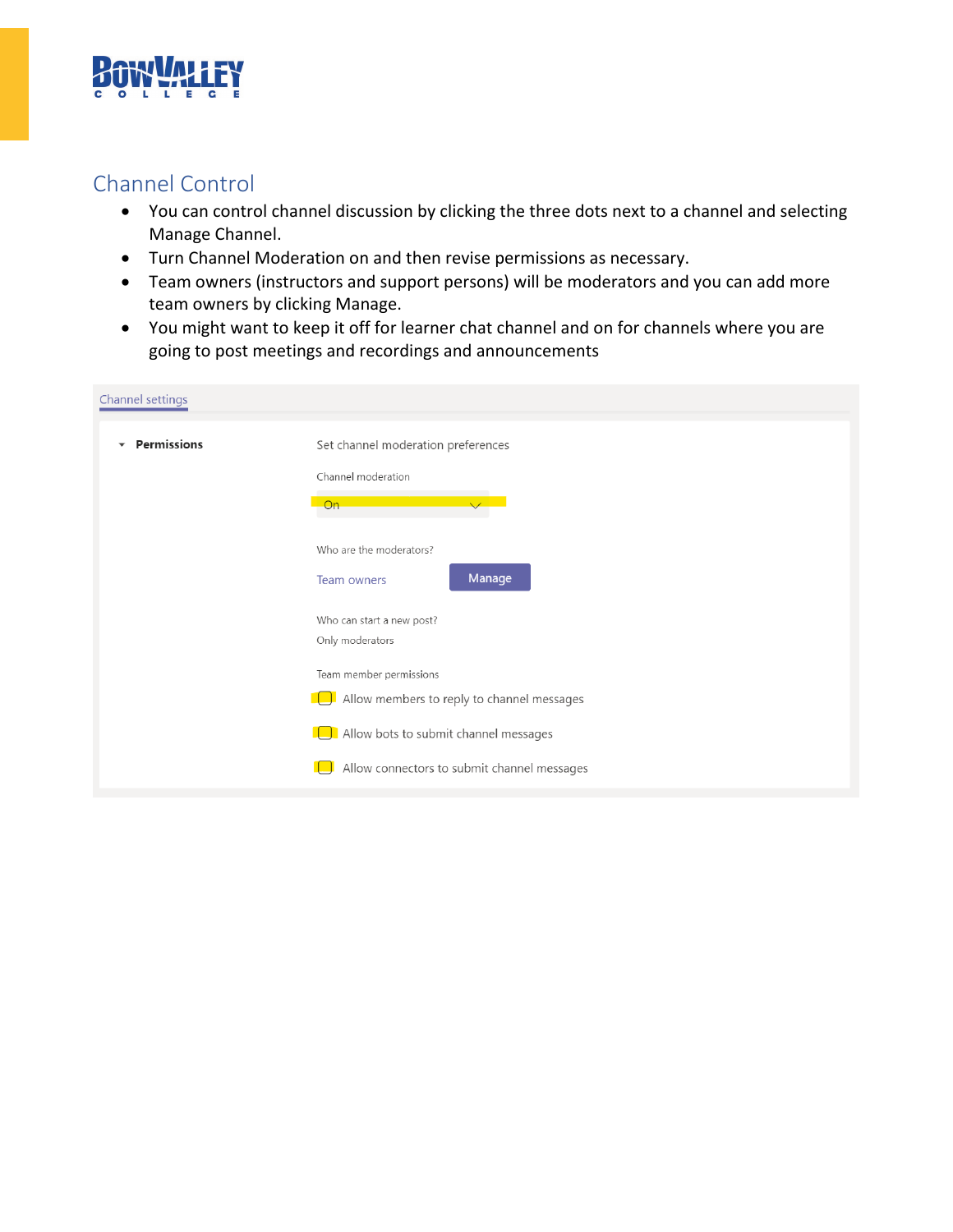## Channel Control

- You can control channel discussion by clicking the three dots next to a channel and selecting Manage Channel.
- Turn Channel Moderation on and then revise permissions as necessary.
- Team owners (instructors and support persons) will be moderators and you can add more team owners by clicking Manage.
- You might want to keep it off for learner chat channel and on for channels where you are going to post meetings and recordings and announcements

Channel settings

**Permissions**

Set channel moderation preferences

Channel moderation

On

Who are the moderators?

Team owners Manage

Who can start a new post?

Only moderators

Team member permissions

- Allow members to reply to channel messages
- Allow bots to submit channel messages
- Allow connectors to submit channel messages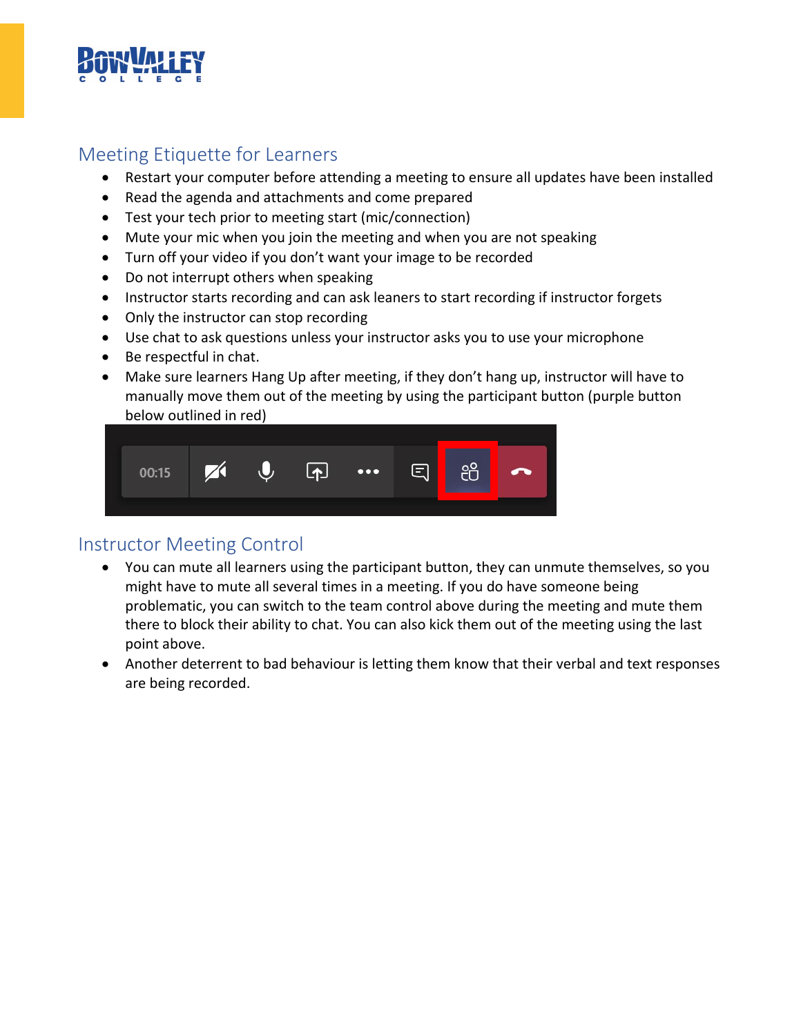## Meeting Etiquette for Learners

- Restart your computer before attending a meeting to ensure all updates have been installed
- Read the agenda and attachments and come prepared
- Test your tech prior to meeting start (mic/connection)
- Mute your mic when you join the meeting and when you are not speaking
- Turn off your video if you don't want your image to be recorded
- Do not interrupt others when speaking
- Instructor starts recording and can ask leaners to start recording if instructor forgets
- Only the instructor can stop recording
- Use chat to ask questions unless your instructor asks you to use your microphone
- Be respectful in chat.
- Make sure learners Hang Up after meeting, if they don't hang up, instructor will have to manually move them out of the meeting by using the participant button (purple button below outlined in red)

00:15

## Instructor Meeting Control

- You can mute all learners using the participant button, they can unmute themselves, so you might have to mute all several times in a meeting. If you do have someone being problematic, you can switch to the team control above during the meeting and mute them there to block their ability to chat. You can also kick them out of the meeting using the last point above.
- Another deterrent to bad behaviour is letting them know that their verbal and text responses are being recorded.